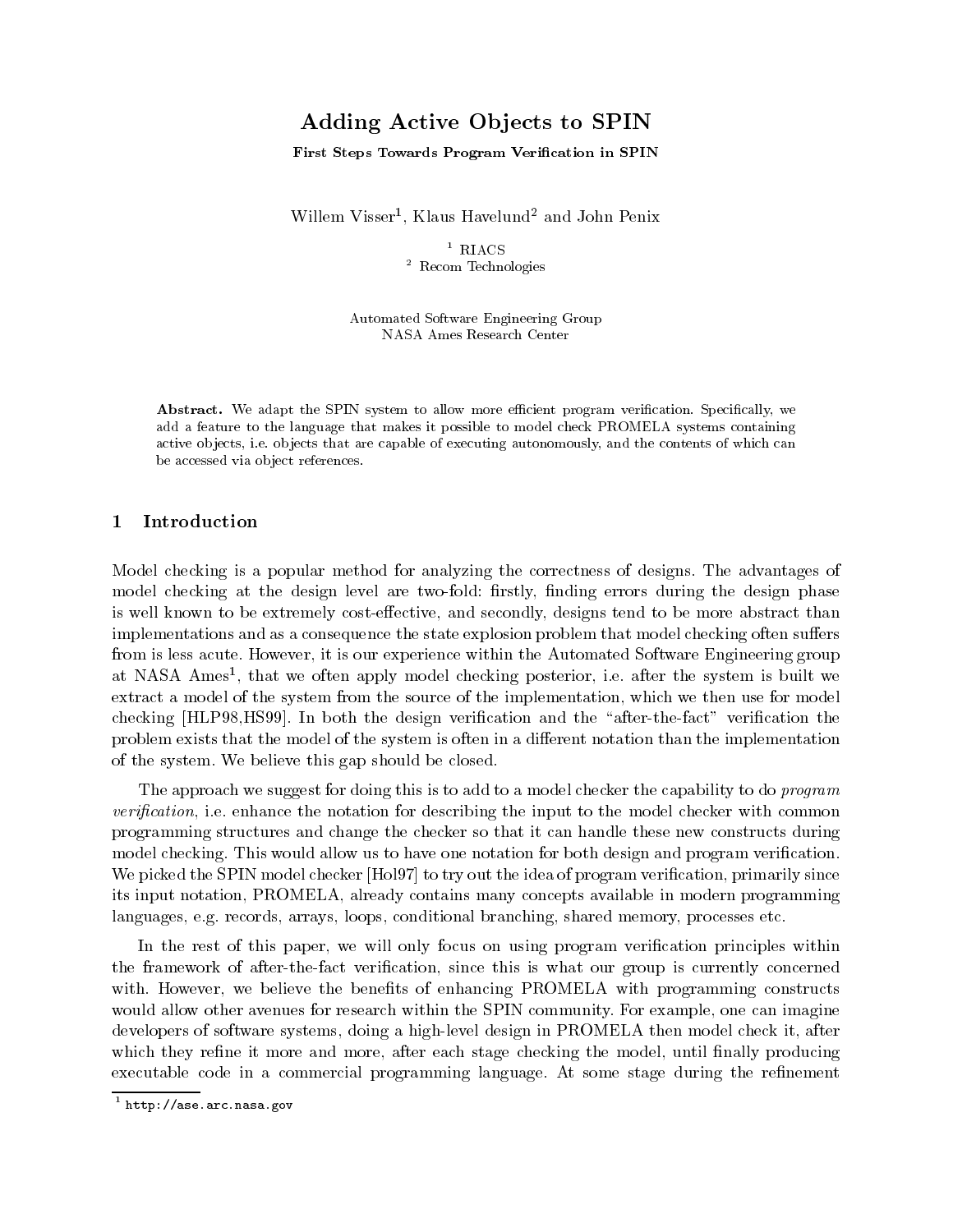# Adding Active Objects to SPIN

**First Steps Towards Program Verification in SPIN**

Willem Visser[1], Klaus Havelund[2] and John Penix

[1] RIACS
[2] Recom Technologies

Automated Software Engineering Group
NASA Ames Research Center

**Abstract.** We adapt the SPIN system to allow more efficient program verification. Specifically, we add a feature to the language that makes it possible to model check PROMELA systems containing active objects, i.e. objects that are capable of executing autonomously, and the contents of which can be accessed via object references.

## 1 Introduction

Model checking is a popular method for analyzing the correctness of designs. The advantages of model checking at the design level are two-fold: firstly, finding errors during the design phase is well known to be extremely cost-effective, and secondly, designs tend to be more abstract than implementations and as a consequence the state explosion problem that model checking often suffers from is less acute. However, it is our experience within the Automated Software Engineering group at NASA Ames[1], that we often apply model checking posterior, i.e. after the system is built we extract a model of the system from the source of the implementation, which we then use for model checking [HLP98,HS99]. In both the design verification and the "after-the-fact" verification the problem exists that the model of the system is often in a different notation than the implementation of the system. We believe this gap should be closed.

The approach we suggest for doing this is to add to a model checker the capability to do *program verification*, i.e. enhance the notation for describing the input to the model checker with common programming structures and change the checker so that it can handle these new constructs during model checking. This would allow us to have one notation for both design and program verification. We picked the SPIN model checker [Hol97] to try out the idea of program verification, primarily since its input notation, PROMELA, already contains many concepts available in modern programming languages, e.g. records, arrays, loops, conditional branching, shared memory, processes etc.

In the rest of this paper, we will only focus on using program verification principles within the framework of after-the-fact verification, since this is what our group is currently concerned with. However, we believe the benefits of enhancing PROMELA with programming constructs would allow other avenues for research within the SPIN community. For example, one can imagine developers of software systems, doing a high-level design in PROMELA then model check it, after which they refine it more and more, after each stage checking the model, until finally producing executable code in a commercial programming language. At some stage during the refinement

[1] http://ase.arc.nasa.gov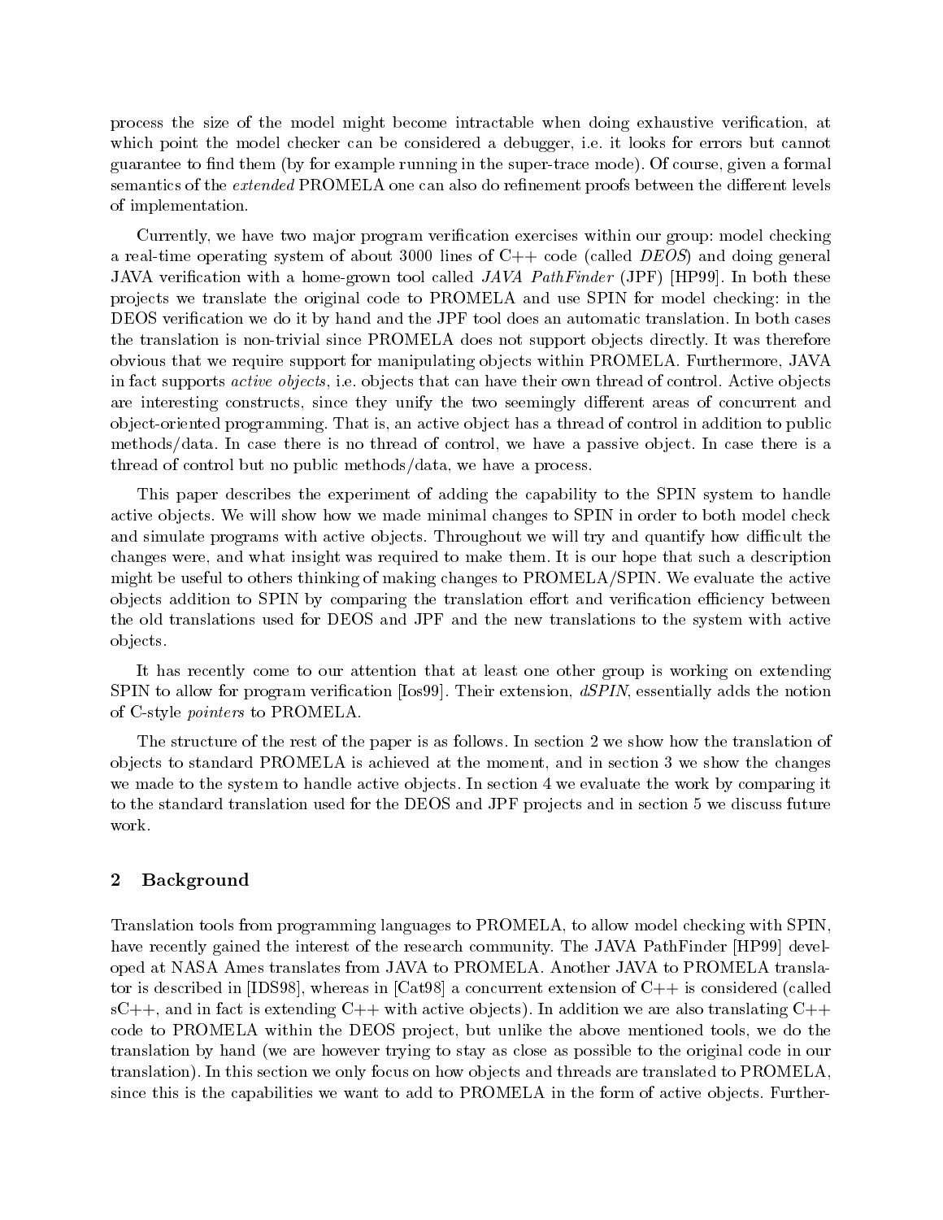process the size of the model might become intractable when doing exhaustive verification, at which point the model checker can be considered a debugger, i.e. it looks for errors but cannot guarantee to find them (by for example running in the super-trace mode). Of course, given a formal semantics of the *extended* PROMELA one can also do refinement proofs between the different levels of implementation.

Currently, we have two major program verification exercises within our group: model checking a real-time operating system of about 3000 lines of C++ code (called *DEOS*) and doing general JAVA verification with a home-grown tool called *JAVA PathFinder* (JPF) [HP99]. In both these projects we translate the original code to PROMELA and use SPIN for model checking: in the DEOS verification we do it by hand and the JPF tool does an automatic translation. In both cases the translation is non-trivial since PROMELA does not support objects directly. It was therefore obvious that we require support for manipulating objects within PROMELA. Furthermore, JAVA in fact supports *active objects*, i.e. objects that can have their own thread of control. Active objects are interesting constructs, since they unify the two seemingly different areas of concurrent and object-oriented programming. That is, an active object has a thread of control in addition to public methods/data. In case there is no thread of control, we have a passive object. In case there is a thread of control but no public methods/data, we have a process.

This paper describes the experiment of adding the capability to the SPIN system to handle active objects. We will show how we made minimal changes to SPIN in order to both model check and simulate programs with active objects. Throughout we will try and quantify how difficult the changes were, and what insight was required to make them. It is our hope that such a description might be useful to others thinking of making changes to PROMELA/SPIN. We evaluate the active objects addition to SPIN by comparing the translation effort and verification efficiency between the old translations used for DEOS and JPF and the new translations to the system with active objects.

It has recently come to our attention that at least one other group is working on extending SPIN to allow for program verification [Ios99]. Their extension, *dSPIN*, essentially adds the notion of C-style *pointers* to PROMELA.

The structure of the rest of the paper is as follows. In section 2 we show how the translation of objects to standard PROMELA is achieved at the moment, and in section 3 we show the changes we made to the system to handle active objects. In section 4 we evaluate the work by comparing it to the standard translation used for the DEOS and JPF projects and in section 5 we discuss future work.

## 2 Background

Translation tools from programming languages to PROMELA, to allow model checking with SPIN, have recently gained the interest of the research community. The JAVA PathFinder [HP99] developed at NASA Ames translates from JAVA to PROMELA. Another JAVA to PROMELA translator is described in [IDS98], whereas in [Cat98] a concurrent extension of C++ is considered (called sC++, and in fact is extending C++ with active objects). In addition we are also translating C++ code to PROMELA within the DEOS project, but unlike the above mentioned tools, we do the translation by hand (we are however trying to stay as close as possible to the original code in our translation). In this section we only focus on how objects and threads are translated to PROMELA, since this is the capabilities we want to add to PROMELA in the form of active objects. Further-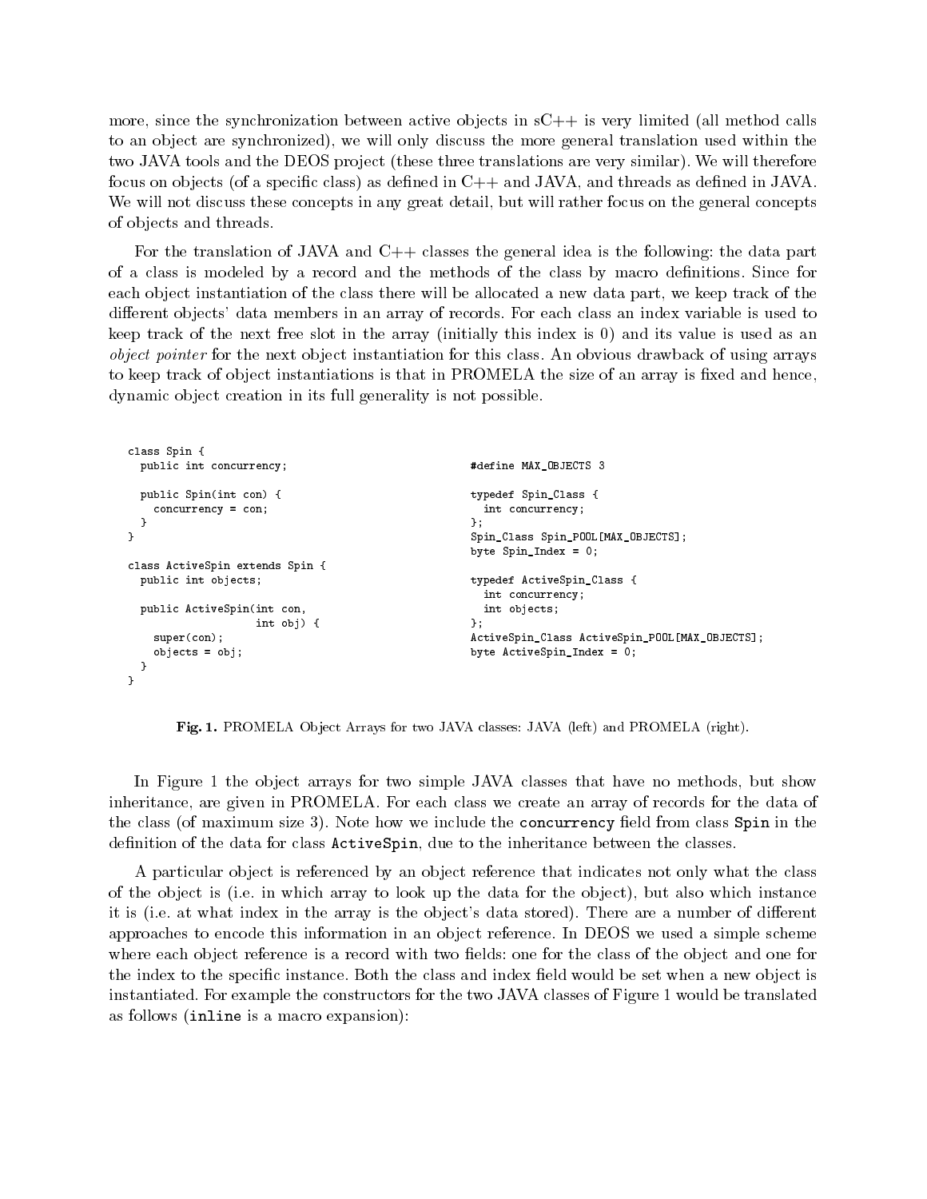more, since the synchronization between active objects in sC++ is very limited (all method calls to an object are synchronized), we will only discuss the more general translation used within the two JAVA tools and the DEOS project (these three translations are very similar). We will therefore focus on objects (of a specific class) as defined in C++ and JAVA, and threads as defined in JAVA. We will not discuss these concepts in any great detail, but will rather focus on the general concepts of objects and threads.

For the translation of JAVA and C++ classes the general idea is the following: the data part of a class is modeled by a record and the methods of the class by macro definitions. Since for each object instantiation of the class there will be allocated a new data part, we keep track of the different objects' data members in an array of records. For each class an index variable is used to keep track of the next free slot in the array (initially this index is 0) and its value is used as an *object pointer* for the next object instantiation for this class. An obvious drawback of using arrays to keep track of object instantiations is that in PROMELA the size of an array is fixed and hence, dynamic object creation in its full generality is not possible.

```
class Spin {
  public int concurrency;

  public Spin(int con) {
    concurrency = con;
  }
}

class ActiveSpin extends Spin {
  public int objects;

  public ActiveSpin(int con,
                    int obj) {
    super(con);
    objects = obj;
  }
}
```

```
#define MAX_OBJECTS 3

typedef Spin_Class {
  int concurrency;
};
Spin_Class Spin_POOL[MAX_OBJECTS];
byte Spin_Index = 0;

typedef ActiveSpin_Class {
  int concurrency;
  int objects;
};
ActiveSpin_Class ActiveSpin_POOL[MAX_OBJECTS];
byte ActiveSpin_Index = 0;
```

**Fig. 1.** PROMELA Object Arrays for two JAVA classes: JAVA (left) and PROMELA (right).

In Figure 1 the object arrays for two simple JAVA classes that have no methods, but show inheritance, are given in PROMELA. For each class we create an array of records for the data of the class (of maximum size 3). Note how we include the `concurrency` field from class `Spin` in the definition of the data for class `ActiveSpin`, due to the inheritance between the classes.

A particular object is referenced by an object reference that indicates not only what the class of the object is (i.e. in which array to look up the data for the object), but also which instance it is (i.e. at what index in the array is the object's data stored). There are a number of different approaches to encode this information in an object reference. In DEOS we used a simple scheme where each object reference is a record with two fields: one for the class of the object and one for the index to the specific instance. Both the class and index field would be set when a new object is instantiated. For example the constructors for the two JAVA classes of Figure 1 would be translated as follows (`inline` is a macro expansion):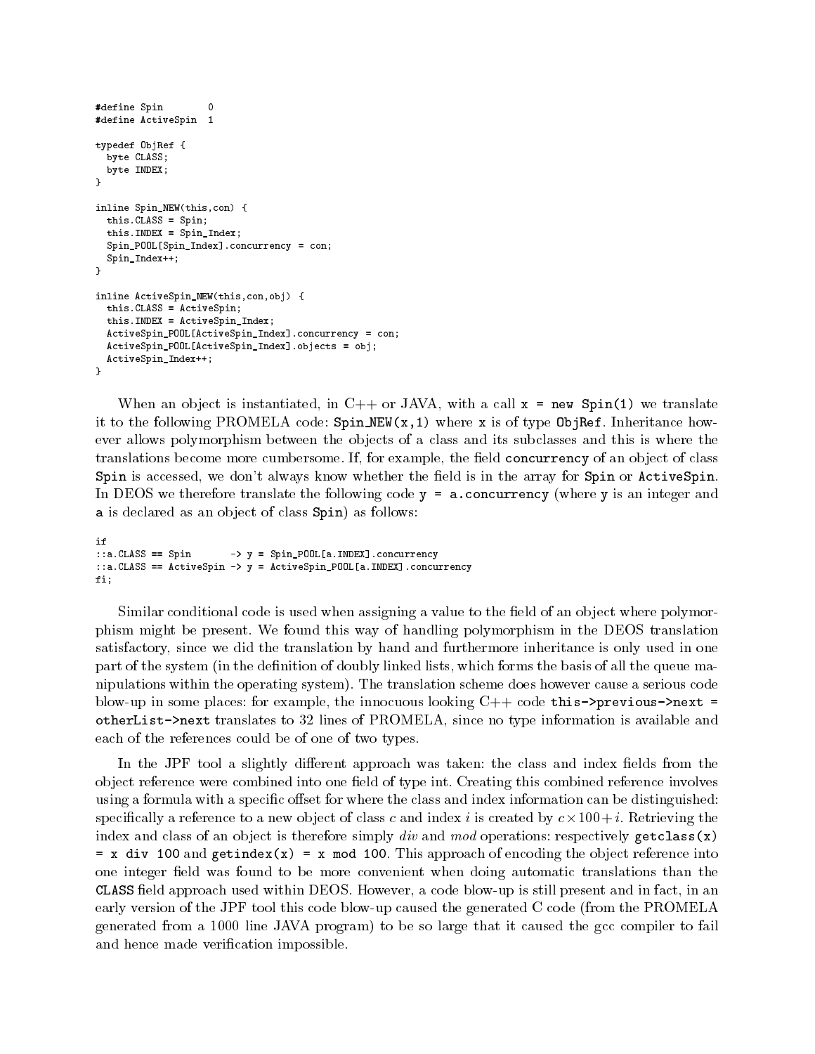```
#define Spin        0
#define ActiveSpin  1

typedef ObjRef {
  byte CLASS;
  byte INDEX;
}

inline Spin_NEW(this,con) {
  this.CLASS = Spin;
  this.INDEX = Spin_Index;
  Spin_POOL[Spin_Index].concurrency = con;
  Spin_Index++;
}

inline ActiveSpin_NEW(this,con,obj) {
  this.CLASS = ActiveSpin;
  this.INDEX = ActiveSpin_Index;
  ActiveSpin_POOL[ActiveSpin_Index].concurrency = con;
  ActiveSpin_POOL[ActiveSpin_Index].objects = obj;
  ActiveSpin_Index++;
}
```

When an object is instantiated, in C++ or JAVA, with a call `x = new Spin(1)` we translate it to the following PROMELA code: `Spin_NEW(x,1)` where `x` is of type `ObjRef`. Inheritance however allows polymorphism between the objects of a class and its subclasses and this is where the translations become more cumbersome. If, for example, the field `concurrency` of an object of class `Spin` is accessed, we don't always know whether the field is in the array for `Spin` or `ActiveSpin`. In DEOS we therefore translate the following code `y = a.concurrency` (where `y` is an integer and `a` is declared as an object of class `Spin`) as follows:

```
if
::a.CLASS == Spin       -> y = Spin_POOL[a.INDEX].concurrency
::a.CLASS == ActiveSpin -> y = ActiveSpin_POOL[a.INDEX].concurrency
fi;
```

Similar conditional code is used when assigning a value to the field of an object where polymorphism might be present. We found this way of handling polymorphism in the DEOS translation satisfactory, since we did the translation by hand and furthermore inheritance is only used in one part of the system (in the definition of doubly linked lists, which forms the basis of all the queue manipulations within the operating system). The translation scheme does however cause a serious code blow-up in some places: for example, the innocuous looking C++ code `this->previous->next = otherList->next` translates to 32 lines of PROMELA, since no type information is available and each of the references could be of one of two types.

In the JPF tool a slightly different approach was taken: the class and index fields from the object reference were combined into one field of type int. Creating this combined reference involves using a formula with a specific offset for where the class and index information can be distinguished: specifically a reference to a new object of class $c$ and index $i$ is created by $c \times 100 + i$. Retrieving the index and class of an object is therefore simply *div* and *mod* operations: respectively `getclass(x) = x div 100` and `getindex(x) = x mod 100`. This approach of encoding the object reference into one integer field was found to be more convenient when doing automatic translations than the `CLASS` field approach used within DEOS. However, a code blow-up is still present and in fact, in an early version of the JPF tool this code blow-up caused the generated C code (from the PROMELA generated from a 1000 line JAVA program) to be so large that it caused the gcc compiler to fail and hence made verification impossible.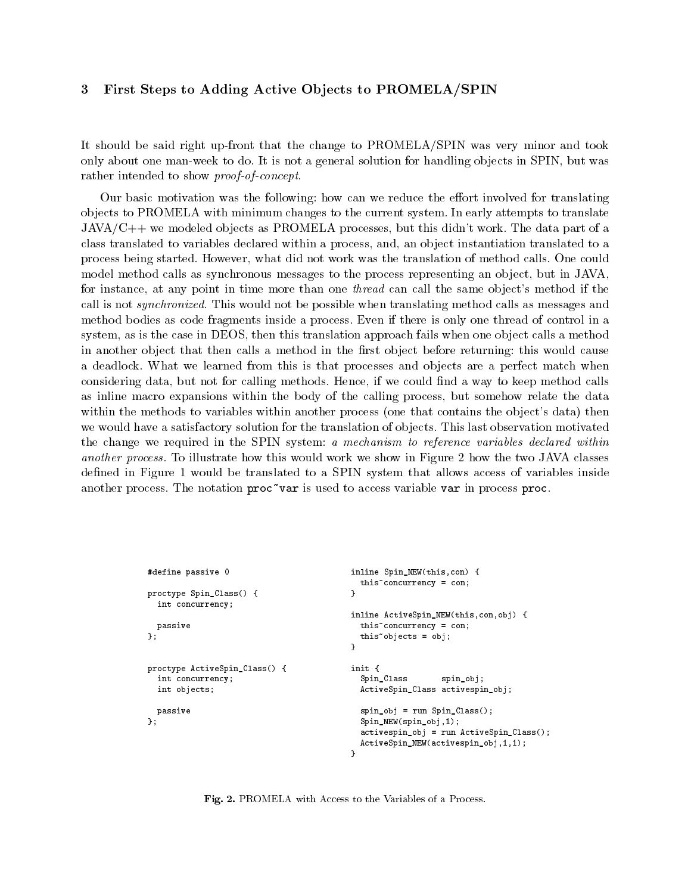## 3 First Steps to Adding Active Objects to PROMELA/SPIN

It should be said right up-front that the change to PROMELA/SPIN was very minor and took only about one man-week to do. It is not a general solution for handling objects in SPIN, but was rather intended to show *proof-of-concept*.

Our basic motivation was the following: how can we reduce the effort involved for translating objects to PROMELA with minimum changes to the current system. In early attempts to translate JAVA/C++ we modeled objects as PROMELA processes, but this didn't work. The data part of a class translated to variables declared within a process, and, an object instantiation translated to a process being started. However, what did not work was the translation of method calls. One could model method calls as synchronous messages to the process representing an object, but in JAVA, for instance, at any point in time more than one *thread* can call the same object's method if the call is not *synchronized*. This would not be possible when translating method calls as messages and method bodies as code fragments inside a process. Even if there is only one thread of control in a system, as is the case in DEOS, then this translation approach fails when one object calls a method in another object that then calls a method in the first object before returning: this would cause a deadlock. What we learned from this is that processes and objects are a perfect match when considering data, but not for calling methods. Hence, if we could find a way to keep method calls as inline macro expansions within the body of the calling process, but somehow relate the data within the methods to variables within another process (one that contains the object's data) then we would have a satisfactory solution for the translation of objects. This last observation motivated the change we required in the SPIN system: *a mechanism to reference variables declared within another process*. To illustrate how this would work we show in Figure 2 how the two JAVA classes defined in Figure 1 would be translated to a SPIN system that allows access of variables inside another process. The notation `proc~var` is used to access variable `var` in process `proc`.

```
#define passive 0

proctype Spin_Class() {
  int concurrency;

  passive
};


proctype ActiveSpin_Class() {
  int concurrency;
  int objects;

  passive
};
```

```
inline Spin_NEW(this,con) {
  this~concurrency = con;
}

inline ActiveSpin_NEW(this,con,obj) {
  this~concurrency = con;
  this~objects = obj;
}

init {
  Spin_Class       spin_obj;
  ActiveSpin_Class activespin_obj;

  spin_obj = run Spin_Class();
  Spin_NEW(spin_obj,1);
  activespin_obj = run ActiveSpin_Class();
  ActiveSpin_NEW(activespin_obj,1,1);
}
```

**Fig. 2.** PROMELA with Access to the Variables of a Process.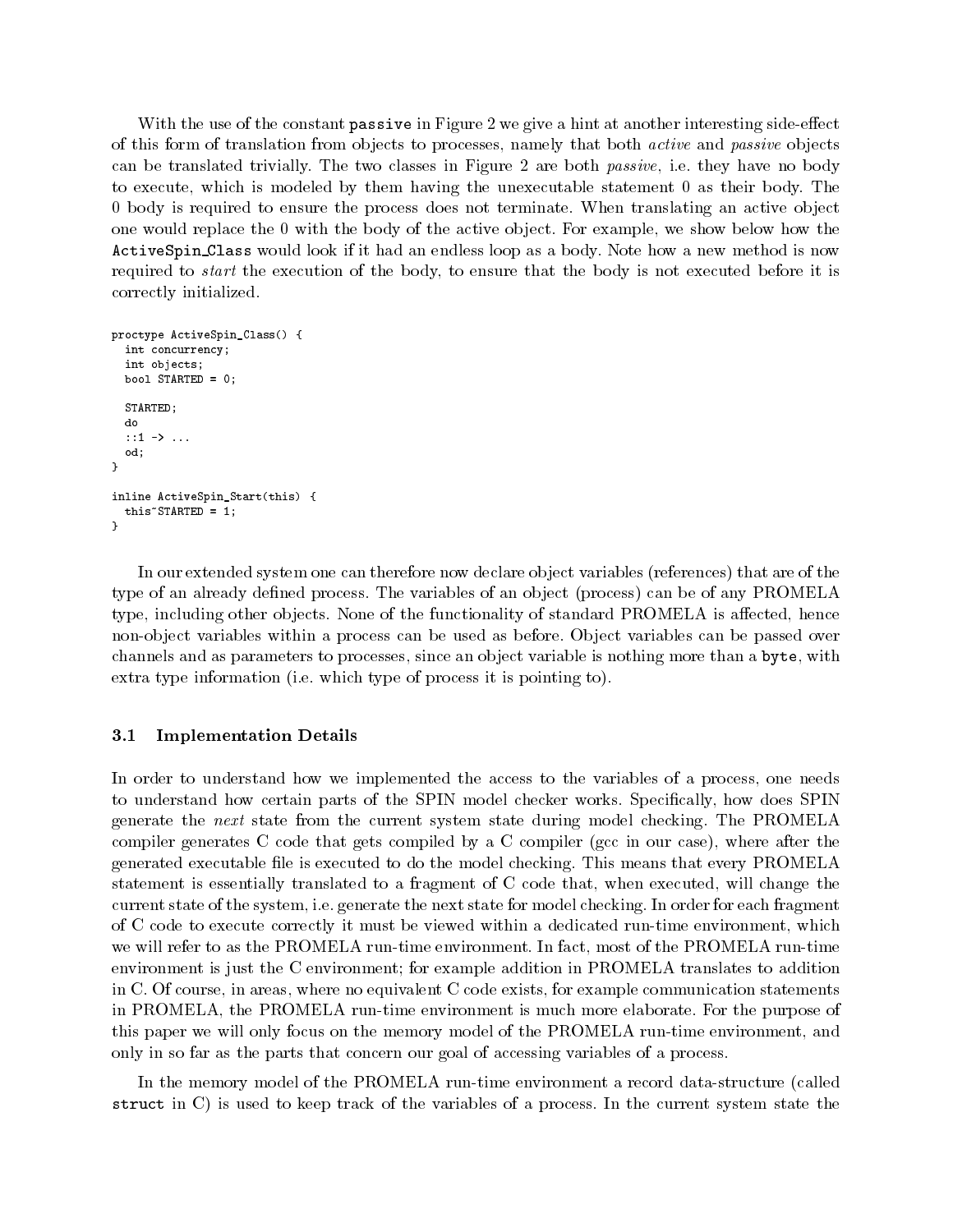With the use of the constant `passive` in Figure 2 we give a hint at another interesting side-effect of this form of translation from objects to processes, namely that both *active* and *passive* objects can be translated trivially. The two classes in Figure 2 are both *passive*, i.e. they have no body to execute, which is modeled by them having the unexecutable statement 0 as their body. The 0 body is required to ensure the process does not terminate. When translating an active object one would replace the 0 with the body of the active object. For example, we show below how the `ActiveSpin_Class` would look if it had an endless loop as a body. Note how a new method is now required to *start* the execution of the body, to ensure that the body is not executed before it is correctly initialized.

```
proctype ActiveSpin_Class() {
  int concurrency;
  int objects;
  bool STARTED = 0;

  STARTED;
  do
  ::1 -> ...
  od;
}

inline ActiveSpin_Start(this) {
  this~STARTED = 1;
}
```

In our extended system one can therefore now declare object variables (references) that are of the type of an already defined process. The variables of an object (process) can be of any PROMELA type, including other objects. None of the functionality of standard PROMELA is affected, hence non-object variables within a process can be used as before. Object variables can be passed over channels and as parameters to processes, since an object variable is nothing more than a `byte`, with extra type information (i.e. which type of process it is pointing to).

### 3.1 Implementation Details

In order to understand how we implemented the access to the variables of a process, one needs to understand how certain parts of the SPIN model checker works. Specifically, how does SPIN generate the *next* state from the current system state during model checking. The PROMELA compiler generates C code that gets compiled by a C compiler (gcc in our case), where after the generated executable file is executed to do the model checking. This means that every PROMELA statement is essentially translated to a fragment of C code that, when executed, will change the current state of the system, i.e. generate the next state for model checking. In order for each fragment of C code to execute correctly it must be viewed within a dedicated run-time environment, which we will refer to as the PROMELA run-time environment. In fact, most of the PROMELA run-time environment is just the C environment; for example addition in PROMELA translates to addition in C. Of course, in areas, where no equivalent C code exists, for example communication statements in PROMELA, the PROMELA run-time environment is much more elaborate. For the purpose of this paper we will only focus on the memory model of the PROMELA run-time environment, and only in so far as the parts that concern our goal of accessing variables of a process.

In the memory model of the PROMELA run-time environment a record data-structure (called `struct` in C) is used to keep track of the variables of a process. In the current system state the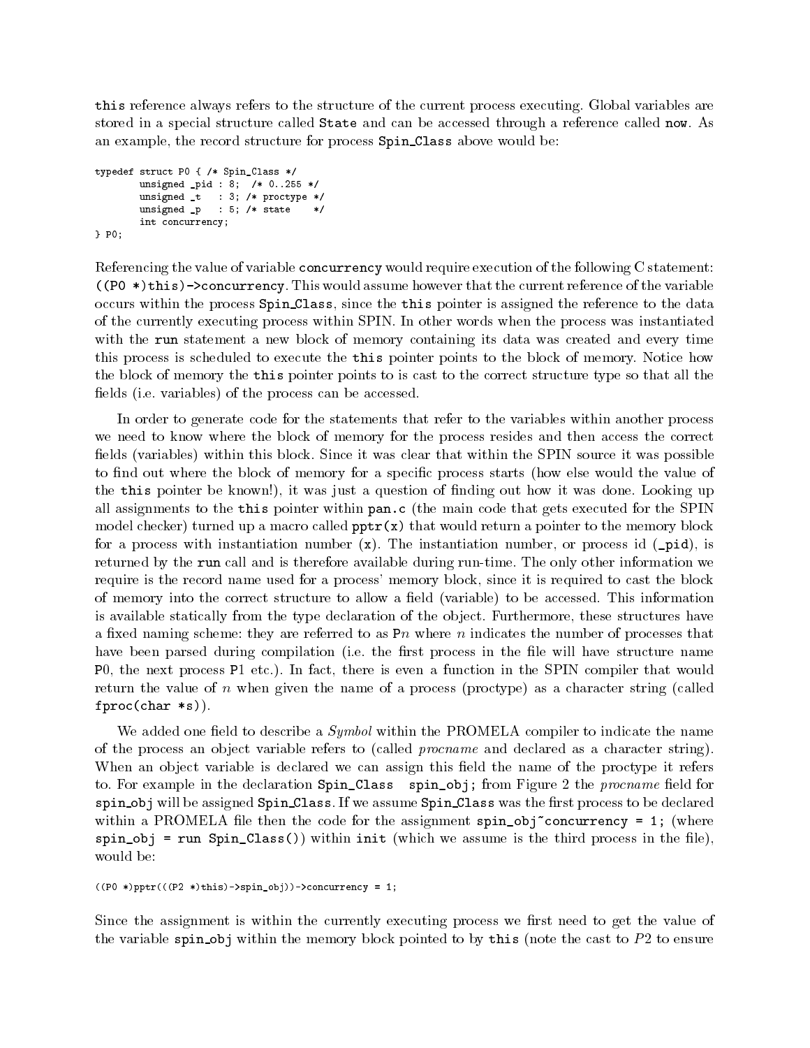**this** reference always refers to the structure of the current process executing. Global variables are stored in a special structure called **State** and can be accessed through a reference called **now**. As an example, the record structure for process **Spin_Class** above would be:

```
typedef struct P0 { /* Spin_Class */
        unsigned _pid : 8;  /* 0..255 */
        unsigned _t   : 3; /* proctype */
        unsigned _p   : 5; /* state    */
        int concurrency;
} P0;
```

Referencing the value of variable **concurrency** would require execution of the following C statement: **((P0 *)this)->concurrency**. This would assume however that the current reference of the variable occurs within the process **Spin_Class**, since the **this** pointer is assigned the reference to the data of the currently executing process within SPIN. In other words when the process was instantiated with the **run** statement a new block of memory containing its data was created and every time this process is scheduled to execute the **this** pointer points to the block of memory. Notice how the block of memory the **this** pointer points to is cast to the correct structure type so that all the fields (i.e. variables) of the process can be accessed.

In order to generate code for the statements that refer to the variables within another process we need to know where the block of memory for the process resides and then access the correct fields (variables) within this block. Since it was clear that within the SPIN source it was possible to find out where the block of memory for a specific process starts (how else would the value of the **this** pointer be known!), it was just a question of finding out how it was done. Looking up all assignments to the **this** pointer within **pan.c** (the main code that gets executed for the SPIN model checker) turned up a macro called **pptr(x)** that would return a pointer to the memory block for a process with instantiation number (**x**). The instantiation number, or process id (**_pid**), is returned by the **run** call and is therefore available during run-time. The only other information we require is the record name used for a process' memory block, since it is required to cast the block of memory into the correct structure to allow a field (variable) to be accessed. This information is available statically from the type declaration of the object. Furthermore, these structures have a fixed naming scheme: they are referred to as P$n$ where $n$ indicates the number of processes that have been parsed during compilation (i.e. the first process in the file will have structure name P0, the next process P1 etc.). In fact, there is even a function in the SPIN compiler that would return the value of $n$ when given the name of a process (proctype) as a character string (called **fproc(char *s)**).

We added one field to describe a *Symbol* within the PROMELA compiler to indicate the name of the process an object variable refers to (called *procname* and declared as a character string). When an object variable is declared we can assign this field the name of the proctype it refers to. For example in the declaration **Spin_Class spin_obj;** from Figure 2 the *procname* field for **spin_obj** will be assigned **Spin_Class**. If we assume **Spin_Class** was the first process to be declared within a PROMELA file then the code for the assignment **spin_obj~concurrency = 1;** (where **spin_obj = run Spin_Class()**) within **init** (which we assume is the third process in the file), would be:

```
((P0 *)pptr(((P2 *)this)->spin_obj))->concurrency = 1;
```

Since the assignment is within the currently executing process we first need to get the value of the variable **spin_obj** within the memory block pointed to by **this** (note the cast to $P2$ to ensure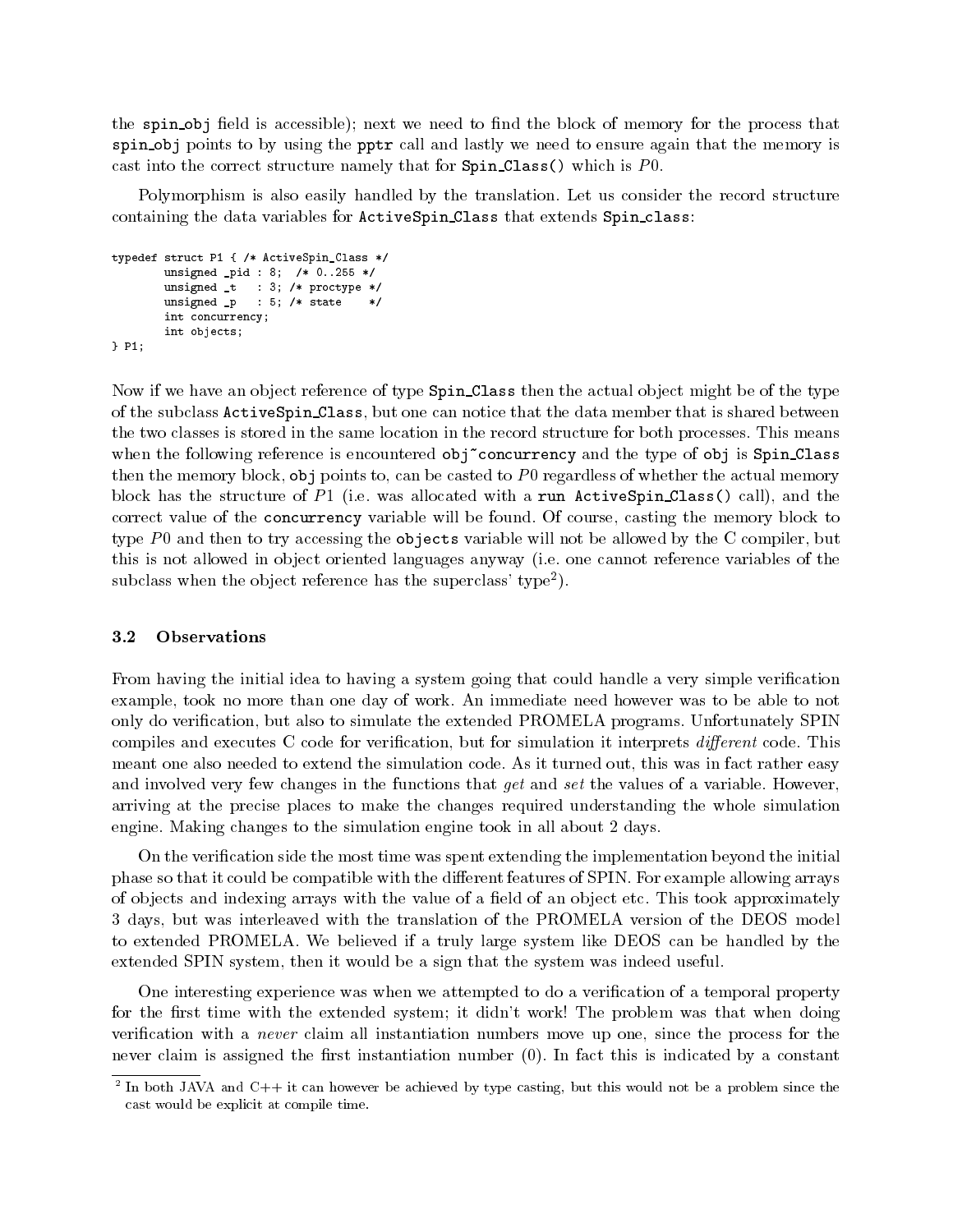the `spin_obj` field is accessible); next we need to find the block of memory for the process that `spin_obj` points to by using the `pptr` call and lastly we need to ensure again that the memory is cast into the correct structure namely that for `Spin_Class()` which is $P0$.

Polymorphism is also easily handled by the translation. Let us consider the record structure containing the data variables for `ActiveSpin_Class` that extends `Spin_class`:

```
typedef struct P1 { /* ActiveSpin_Class */
        unsigned _pid : 8;  /* 0..255 */
        unsigned _t   : 3; /* proctype */
        unsigned _p   : 5; /* state    */
        int concurrency;
        int objects;
} P1;
```

Now if we have an object reference of type `Spin_Class` then the actual object might be of the type of the subclass `ActiveSpin_Class`, but one can notice that the data member that is shared between the two classes is stored in the same location in the record structure for both processes. This means when the following reference is encountered `obj~concurrency` and the type of `obj` is `Spin_Class` then the memory block, `obj` points to, can be casted to $P0$ regardless of whether the actual memory block has the structure of $P1$ (i.e. was allocated with a `run ActiveSpin_Class()` call), and the correct value of the `concurrency` variable will be found. Of course, casting the memory block to type $P0$ and then to try accessing the `objects` variable will not be allowed by the C compiler, but this is not allowed in object oriented languages anyway (i.e. one cannot reference variables of the subclass when the object reference has the superclass' type[2]).

### 3.2 Observations

From having the initial idea to having a system going that could handle a very simple verification example, took no more than one day of work. An immediate need however was to be able to not only do verification, but also to simulate the extended PROMELA programs. Unfortunately SPIN compiles and executes C code for verification, but for simulation it interprets *different* code. This meant one also needed to extend the simulation code. As it turned out, this was in fact rather easy and involved very few changes in the functions that *get* and *set* the values of a variable. However, arriving at the precise places to make the changes required understanding the whole simulation engine. Making changes to the simulation engine took in all about 2 days.

On the verification side the most time was spent extending the implementation beyond the initial phase so that it could be compatible with the different features of SPIN. For example allowing arrays of objects and indexing arrays with the value of a field of an object etc. This took approximately 3 days, but was interleaved with the translation of the PROMELA version of the DEOS model to extended PROMELA. We believed if a truly large system like DEOS can be handled by the extended SPIN system, then it would be a sign that the system was indeed useful.

One interesting experience was when we attempted to do a verification of a temporal property for the first time with the extended system; it didn't work! The problem was that when doing verification with a *never* claim all instantiation numbers move up one, since the process for the never claim is assigned the first instantiation number (0). In fact this is indicated by a constant

[2] In both JAVA and C++ it can however be achieved by type casting, but this would not be a problem since the cast would be explicit at compile time.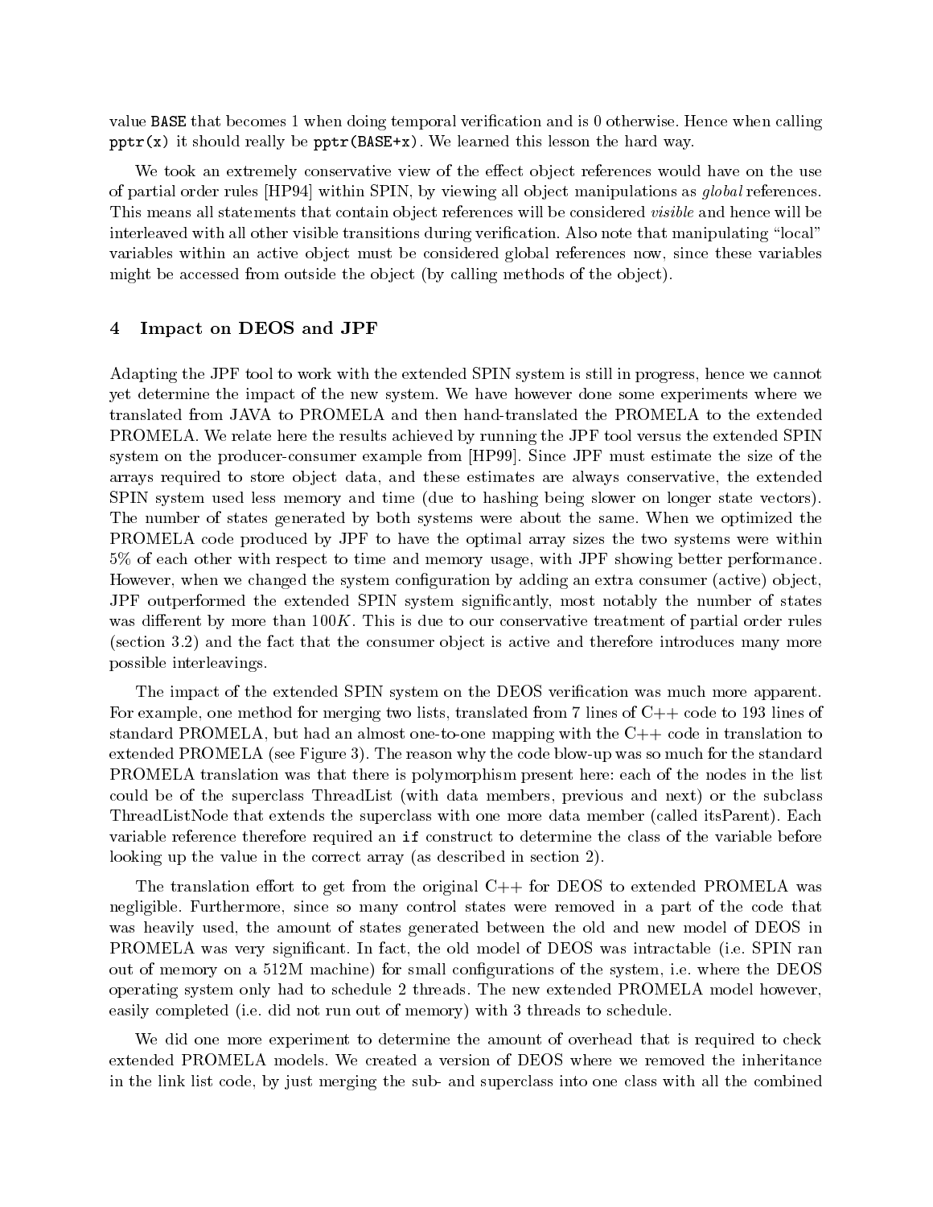value `BASE` that becomes 1 when doing temporal verification and is 0 otherwise. Hence when calling `pptr(x)` it should really be `pptr(BASE+x)`. We learned this lesson the hard way.

We took an extremely conservative view of the effect object references would have on the use of partial order rules [HP94] within SPIN, by viewing all object manipulations as *global* references. This means all statements that contain object references will be considered *visible* and hence will be interleaved with all other visible transitions during verification. Also note that manipulating "local" variables within an active object must be considered global references now, since these variables might be accessed from outside the object (by calling methods of the object).

## 4 Impact on DEOS and JPF

Adapting the JPF tool to work with the extended SPIN system is still in progress, hence we cannot yet determine the impact of the new system. We have however done some experiments where we translated from JAVA to PROMELA and then hand-translated the PROMELA to the extended PROMELA. We relate here the results achieved by running the JPF tool versus the extended SPIN system on the producer-consumer example from [HP99]. Since JPF must estimate the size of the arrays required to store object data, and these estimates are always conservative, the extended SPIN system used less memory and time (due to hashing being slower on longer state vectors). The number of states generated by both systems were about the same. When we optimized the PROMELA code produced by JPF to have the optimal array sizes the two systems were within 5% of each other with respect to time and memory usage, with JPF showing better performance. However, when we changed the system configuration by adding an extra consumer (active) object, JPF outperformed the extended SPIN system significantly, most notably the number of states was different by more than $100K$. This is due to our conservative treatment of partial order rules (section 3.2) and the fact that the consumer object is active and therefore introduces many more possible interleavings.

The impact of the extended SPIN system on the DEOS verification was much more apparent. For example, one method for merging two lists, translated from 7 lines of C++ code to 193 lines of standard PROMELA, but had an almost one-to-one mapping with the C++ code in translation to extended PROMELA (see Figure 3). The reason why the code blow-up was so much for the standard PROMELA translation was that there is polymorphism present here: each of the nodes in the list could be of the superclass ThreadList (with data members, previous and next) or the subclass ThreadListNode that extends the superclass with one more data member (called itsParent). Each variable reference therefore required an `if` construct to determine the class of the variable before looking up the value in the correct array (as described in section 2).

The translation effort to get from the original C++ for DEOS to extended PROMELA was negligible. Furthermore, since so many control states were removed in a part of the code that was heavily used, the amount of states generated between the old and new model of DEOS in PROMELA was very significant. In fact, the old model of DEOS was intractable (i.e. SPIN ran out of memory on a 512M machine) for small configurations of the system, i.e. where the DEOS operating system only had to schedule 2 threads. The new extended PROMELA model however, easily completed (i.e. did not run out of memory) with 3 threads to schedule.

We did one more experiment to determine the amount of overhead that is required to check extended PROMELA models. We created a version of DEOS where we removed the inheritance in the link list code, by just merging the sub- and superclass into one class with all the combined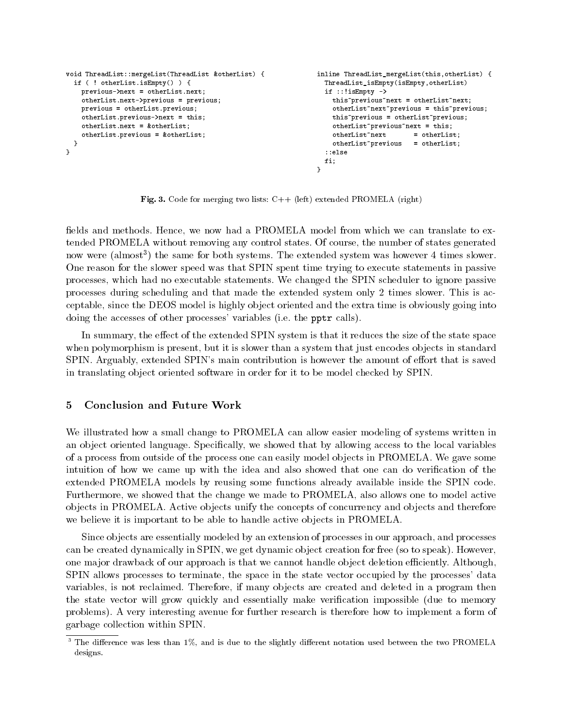```
void ThreadList::mergeList(ThreadList &otherList) {
  if ( ! otherList.isEmpty() ) {
    previous->next = otherList.next;
    otherList.next->previous = previous;
    previous = otherList.previous;
    otherList.previous->next = this;
    otherList.next = &otherList;
    otherList.previous = &otherList;
  }
}
```

```
inline ThreadList_mergeList(this,otherList) {
  ThreadList_isEmpty(isEmpty,otherList)
  if ::!isEmpty ->
    this~previous~next = otherList~next;
    otherList~next~previous = this~previous;
    this~previous = otherList~previous;
    otherList~previous~next = this;
    otherList~next       = otherList;
    otherList~previous   = otherList;
  ::else
  fi;
}
```

**Fig. 3.** Code for merging two lists: C++ (left) extended PROMELA (right)

fields and methods. Hence, we now had a PROMELA model from which we can translate to extended PROMELA without removing any control states. Of course, the number of states generated now were (almost[3]) the same for both systems. The extended system was however 4 times slower. One reason for the slower speed was that SPIN spent time trying to execute statements in passive processes, which had no executable statements. We changed the SPIN scheduler to ignore passive processes during scheduling and that made the extended system only 2 times slower. This is acceptable, since the DEOS model is highly object oriented and the extra time is obviously going into doing the accesses of other processes' variables (i.e. the `pptr` calls).

In summary, the effect of the extended SPIN system is that it reduces the size of the state space when polymorphism is present, but it is slower than a system that just encodes objects in standard SPIN. Arguably, extended SPIN's main contribution is however the amount of effort that is saved in translating object oriented software in order for it to be model checked by SPIN.

## 5 Conclusion and Future Work

We illustrated how a small change to PROMELA can allow easier modeling of systems written in an object oriented language. Specifically, we showed that by allowing access to the local variables of a process from outside of the process one can easily model objects in PROMELA. We gave some intuition of how we came up with the idea and also showed that one can do verification of the extended PROMELA models by reusing some functions already available inside the SPIN code. Furthermore, we showed that the change we made to PROMELA, also allows one to model active objects in PROMELA. Active objects unify the concepts of concurrency and objects and therefore we believe it is important to be able to handle active objects in PROMELA.

Since objects are essentially modeled by an extension of processes in our approach, and processes can be created dynamically in SPIN, we get dynamic object creation for free (so to speak). However, one major drawback of our approach is that we cannot handle object deletion efficiently. Although, SPIN allows processes to terminate, the space in the state vector occupied by the processes' data variables, is not reclaimed. Therefore, if many objects are created and deleted in a program then the state vector will grow quickly and essentially make verification impossible (due to memory problems). A very interesting avenue for further research is therefore how to implement a form of garbage collection within SPIN.

[3] The difference was less than 1%, and is due to the slightly different notation used between the two PROMELA designs.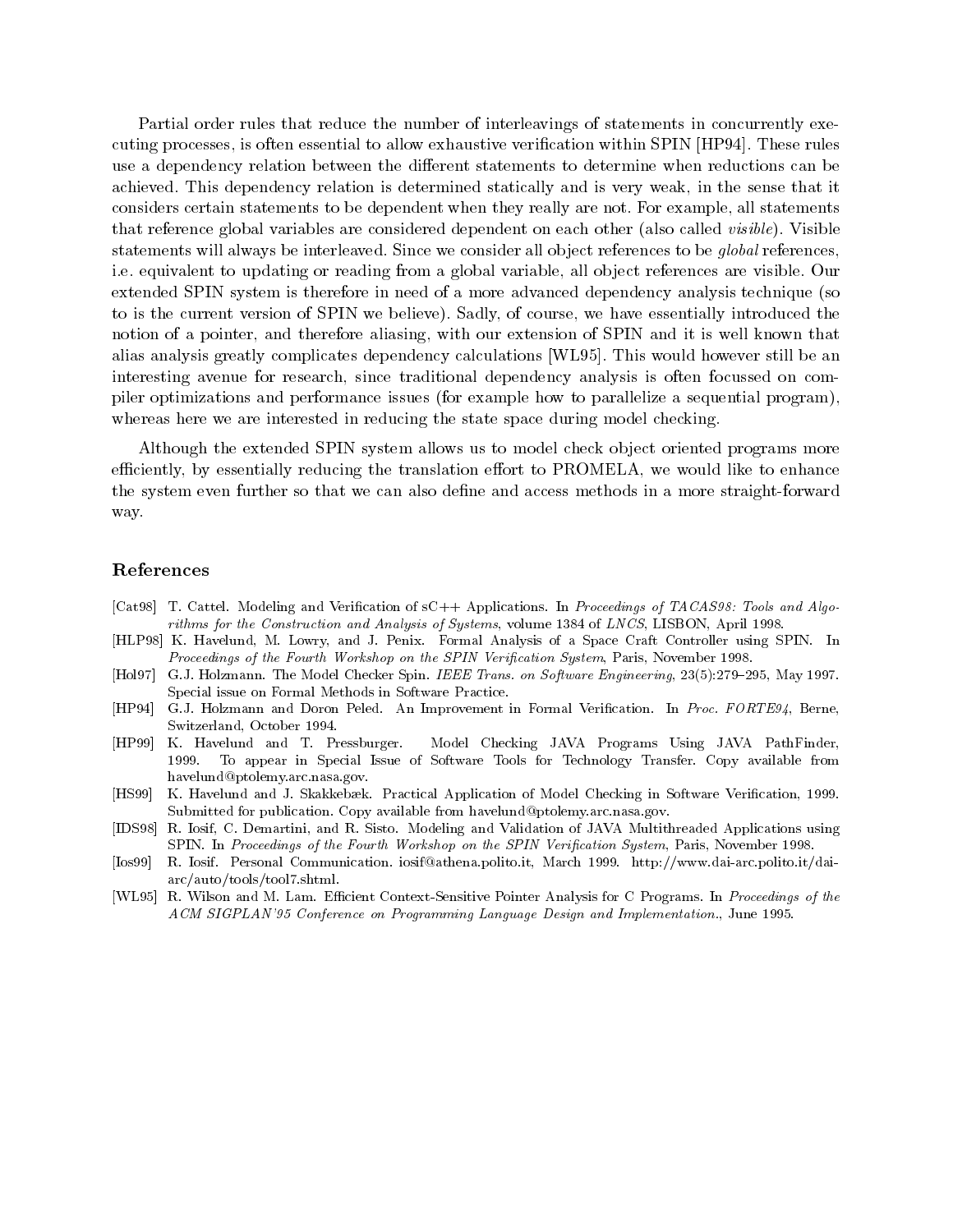Partial order rules that reduce the number of interleavings of statements in concurrently executing processes, is often essential to allow exhaustive verification within SPIN [HP94]. These rules use a dependency relation between the different statements to determine when reductions can be achieved. This dependency relation is determined statically and is very weak, in the sense that it considers certain statements to be dependent when they really are not. For example, all statements that reference global variables are considered dependent on each other (also called *visible*). Visible statements will always be interleaved. Since we consider all object references to be *global* references, i.e. equivalent to updating or reading from a global variable, all object references are visible. Our extended SPIN system is therefore in need of a more advanced dependency analysis technique (so to is the current version of SPIN we believe). Sadly, of course, we have essentially introduced the notion of a pointer, and therefore aliasing, with our extension of SPIN and it is well known that alias analysis greatly complicates dependency calculations [WL95]. This would however still be an interesting avenue for research, since traditional dependency analysis is often focussed on compiler optimizations and performance issues (for example how to parallelize a sequential program), whereas here we are interested in reducing the state space during model checking.

Although the extended SPIN system allows us to model check object oriented programs more efficiently, by essentially reducing the translation effort to PROMELA, we would like to enhance the system even further so that we can also define and access methods in a more straight-forward way.

## References

[Cat98] T. Cattel. Modeling and Verification of sC++ Applications. In *Proceedings of TACAS98: Tools and Algorithms for the Construction and Analysis of Systems*, volume 1384 of *LNCS*, LISBON, April 1998.

[HLP98] K. Havelund, M. Lowry, and J. Penix. Formal Analysis of a Space Craft Controller using SPIN. In *Proceedings of the Fourth Workshop on the SPIN Verification System*, Paris, November 1998.

[Hol97] G.J. Holzmann. The Model Checker Spin. *IEEE Trans. on Software Engineering*, 23(5):279–295, May 1997. Special issue on Formal Methods in Software Practice.

[HP94] G.J. Holzmann and Doron Peled. An Improvement in Formal Verification. In *Proc. FORTE94*, Berne, Switzerland, October 1994.

[HP99] K. Havelund and T. Pressburger. Model Checking JAVA Programs Using JAVA PathFinder, 1999. To appear in Special Issue of Software Tools for Technology Transfer. Copy available from havelund@ptolemy.arc.nasa.gov.

[HS99] K. Havelund and J. Skakkebæk. Practical Application of Model Checking in Software Verification, 1999. Submitted for publication. Copy available from havelund@ptolemy.arc.nasa.gov.

[IDS98] R. Iosif, C. Demartini, and R. Sisto. Modeling and Validation of JAVA Multithreaded Applications using SPIN. In *Proceedings of the Fourth Workshop on the SPIN Verification System*, Paris, November 1998.

[Ios99] R. Iosif. Personal Communication. iosif@athena.polito.it, March 1999. http://www.dai-arc.polito.it/dai-arc/auto/tools/tool7.shtml.

[WL95] R. Wilson and M. Lam. Efficient Context-Sensitive Pointer Analysis for C Programs. In *Proceedings of the ACM SIGPLAN'95 Conference on Programming Language Design and Implementation.*, June 1995.